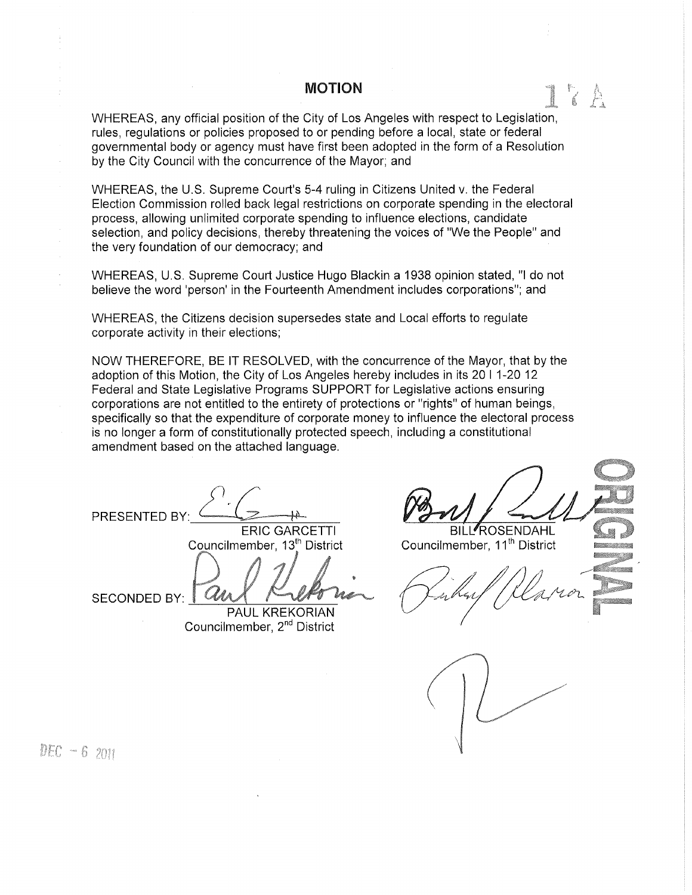# MOTION

17A

WHEREAS, any official position of the City of Los Angeles with respect to Legislation, rules, regulations or policies proposed to or pending before a local, state or federal governmental body or agency must have first been adopted in the form of a Resolution by the City Council with the concurrence of the Mayor; and

WHEREAS, the U.S. Supreme Court's 5-4 ruling in Citizens United v. the Federal Election Commission rolled back legal restrictions on corporate spending in the electoral process, allowing unlimited corporate spending to influence elections, candidate selection, and policy decisions, thereby threatening the voices of "We the People" and the very foundation of our democracy; and

WHEREAS, U.S. Supreme Court Justice Hugo Blackin a 1938 opinion stated, "I do not believe the word 'person' in the Fourteenth Amendment includes corporations"; and

WHEREAS, the Citizens decision supersedes state and Local efforts to regulate corporate activity in their elections;

NOW THEREFORE, BE IT RESOLVED, with the concurrence of the Mayor, that by the adoption of this Motion, the City of Los Angeles hereby includes in its 20 I 1-20 12 Federal and State Legislative Programs SUPPORT for Legislative actions ensuring corporations are not entitled to the entirety of protections or "rights" of human beings, specifically so that the expenditure of corporate money to influence the electoral process is no longer a form of constitutionally protected speech, including a constitutional amendment based on the attached language.

PRESENTED BY: ______________________
ERIC GARCETTI
Councilmember, 13th District

BILL ROSENDAHL
Councilmember, 11th District

SECONDED BY: ______________________
PAUL KREKORIAN
Councilmember, 2nd District

ORIGINAL

DEC - 6 2011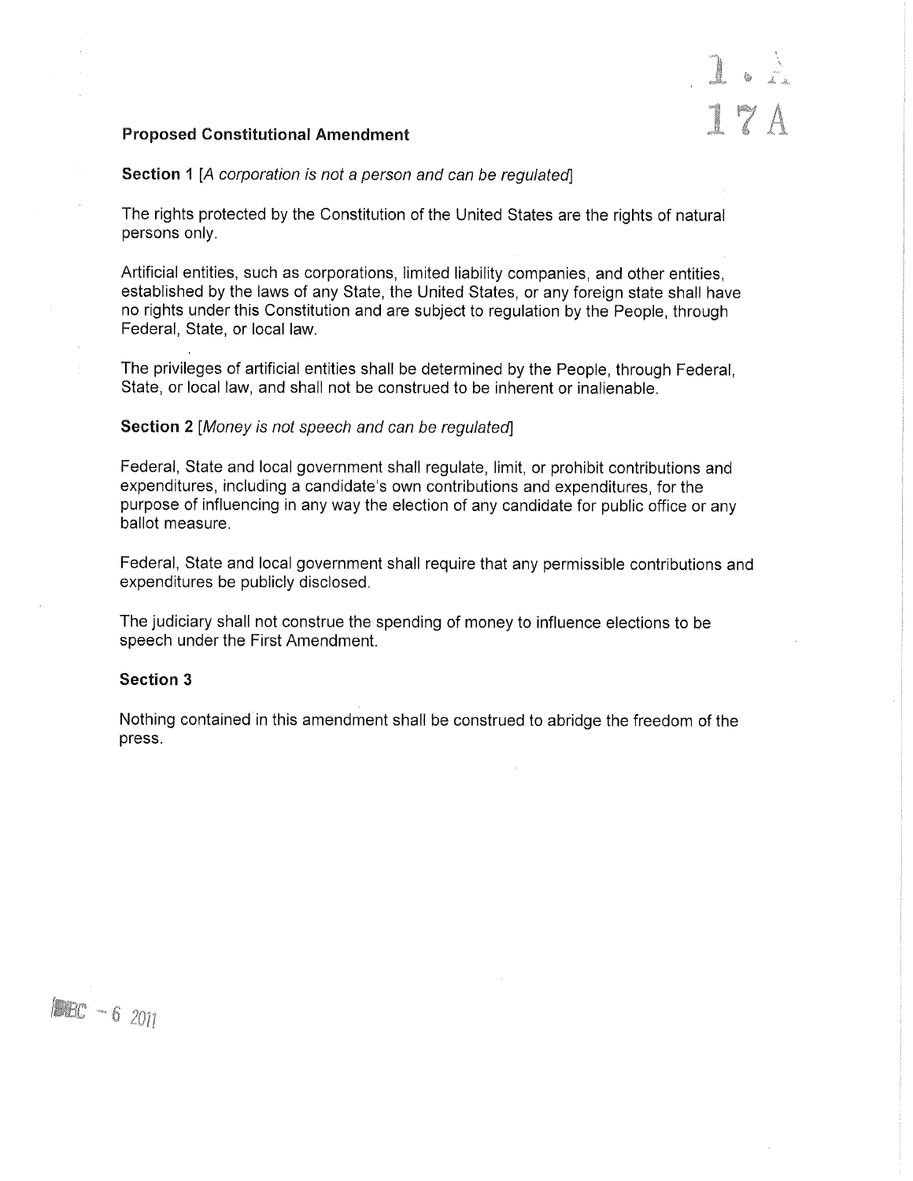**Proposed Constitutional Amendment**

**Section 1** [*A corporation is not a person and can be regulated*]

The rights protected by the Constitution of the United States are the rights of natural persons only.

Artificial entities, such as corporations, limited liability companies, and other entities, established by the laws of any State, the United States, or any foreign state shall have no rights under this Constitution and are subject to regulation by the People, through Federal, State, or local law.

The privileges of artificial entities shall be determined by the People, through Federal, State, or local law, and shall not be construed to be inherent or inalienable.

**Section 2** [*Money is not speech and can be regulated*]

Federal, State and local government shall regulate, limit, or prohibit contributions and expenditures, including a candidate's own contributions and expenditures, for the purpose of influencing in any way the election of any candidate for public office or any ballot measure.

Federal, State and local government shall require that any permissible contributions and expenditures be publicly disclosed.

The judiciary shall not construe the spending of money to influence elections to be speech under the First Amendment.

**Section 3**

Nothing contained in this amendment shall be construed to abridge the freedom of the press.